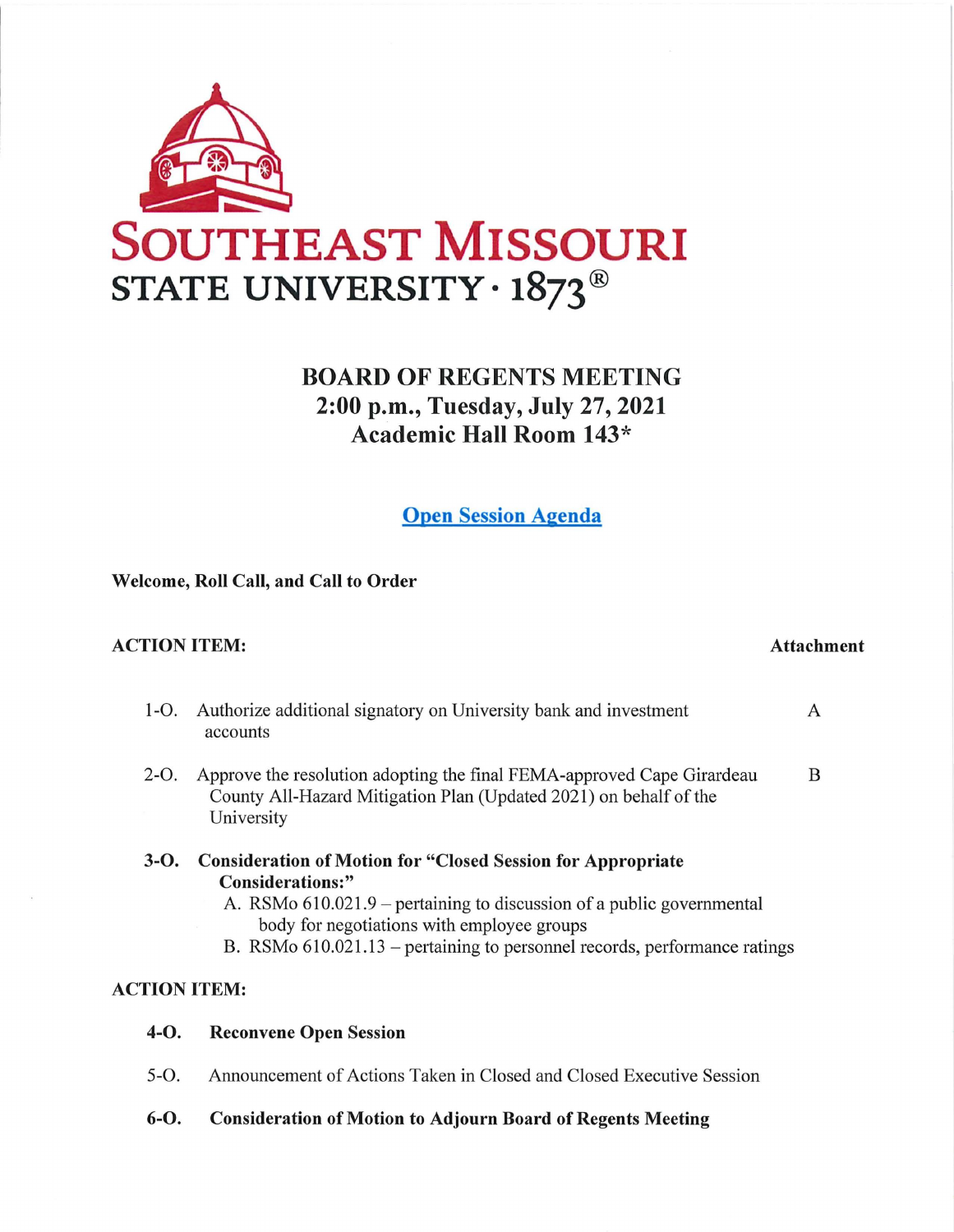# SOUTHEAST MISSOURI STATE UNIVERSITY · 1873®

## BOARD OF REGENTS MEETING
## 2:00 p.m., Tuesday, July 27, 2021
## Academic Hall Room 143*

### Open Session Agenda

**Welcome, Roll Call, and Call to Order**

| **ACTION ITEM:** | **Attachment** |
|---|---|
| 1-O. Authorize additional signatory on University bank and investment accounts | A |
| 2-O. Approve the resolution adopting the final FEMA-approved Cape Girardeau County All-Hazard Mitigation Plan (Updated 2021) on behalf of the University | B |

**3-O. Consideration of Motion for "Closed Session for Appropriate Considerations:"**

A. RSMo 610.021.9 – pertaining to discussion of a public governmental body for negotiations with employee groups

B. RSMo 610.021.13 – pertaining to personnel records, performance ratings

**ACTION ITEM:**

**4-O. Reconvene Open Session**

5-O. Announcement of Actions Taken in Closed and Closed Executive Session

**6-O. Consideration of Motion to Adjourn Board of Regents Meeting**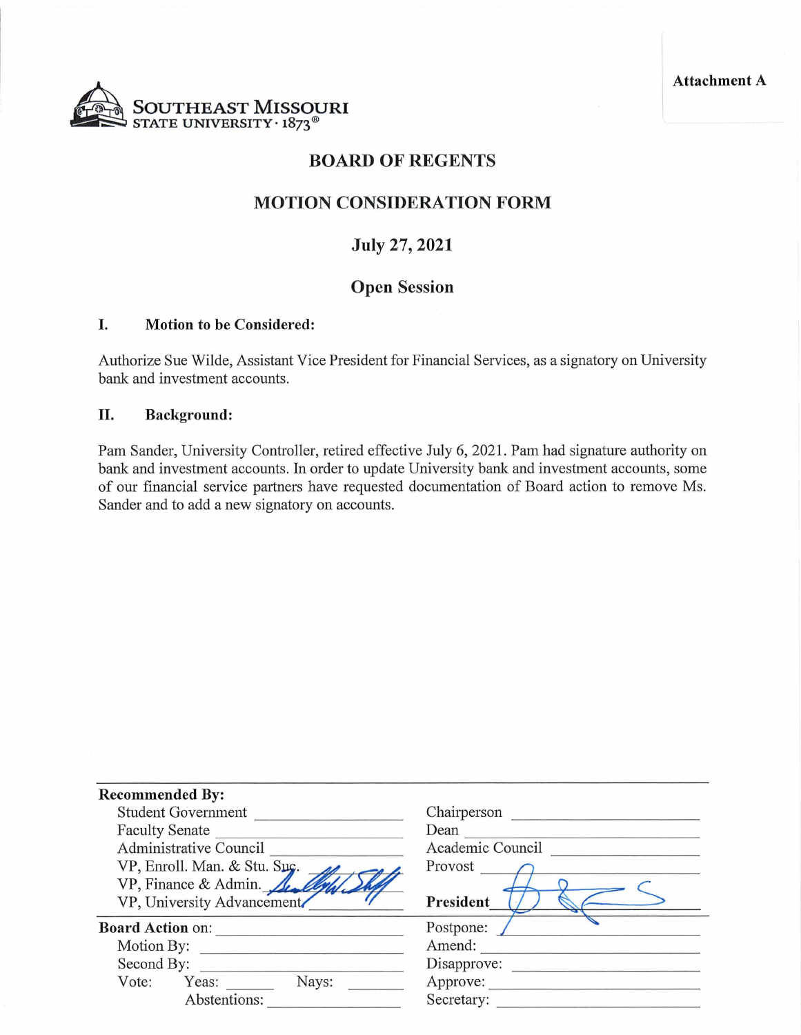**Attachment A**

SOUTHEAST MISSOURI STATE UNIVERSITY · 1873®

# BOARD OF REGENTS

## MOTION CONSIDERATION FORM

## July 27, 2021

## Open Session

### I. Motion to be Considered:

Authorize Sue Wilde, Assistant Vice President for Financial Services, as a signatory on University bank and investment accounts.

### II. Background:

Pam Sander, University Controller, retired effective July 6, 2021. Pam had signature authority on bank and investment accounts. In order to update University bank and investment accounts, some of our financial service partners have requested documentation of Board action to remove Ms. Sander and to add a new signatory on accounts.

| **Recommended By:** | | | |
|---|---|---|---|
| Student Government | | Chairperson | |
| Faculty Senate | | Dean | |
| Administrative Council | | Academic Council | |
| VP, Enroll. Man. & Stu. Suc. | | Provost | |
| VP, Finance & Admin. | [signature] | | |
| VP, University Advancement | | **President** | [signature] |
| **Board Action** on: | | Postpone: | |
| Motion By: | | Amend: | |
| Second By: | | Disapprove: | |
| Vote: Yeas: | Nays: | Approve: | |
| Abstentions: | | Secretary: | |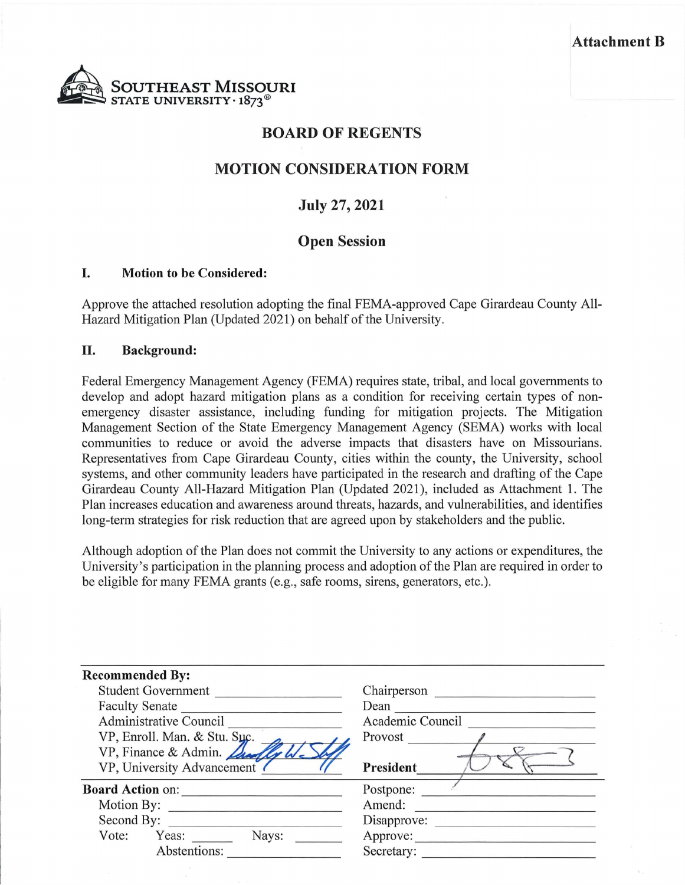**Attachment B**

SOUTHEAST MISSOURI STATE UNIVERSITY · 1873®

# BOARD OF REGENTS

## MOTION CONSIDERATION FORM

### July 27, 2021

### Open Session

**I. Motion to be Considered:**

Approve the attached resolution adopting the final FEMA-approved Cape Girardeau County All-Hazard Mitigation Plan (Updated 2021) on behalf of the University.

**II. Background:**

Federal Emergency Management Agency (FEMA) requires state, tribal, and local governments to develop and adopt hazard mitigation plans as a condition for receiving certain types of non-emergency disaster assistance, including funding for mitigation projects. The Mitigation Management Section of the State Emergency Management Agency (SEMA) works with local communities to reduce or avoid the adverse impacts that disasters have on Missourians. Representatives from Cape Girardeau County, cities within the county, the University, school systems, and other community leaders have participated in the research and drafting of the Cape Girardeau County All-Hazard Mitigation Plan (Updated 2021), included as Attachment 1. The Plan increases education and awareness around threats, hazards, and vulnerabilities, and identifies long-term strategies for risk reduction that are agreed upon by stakeholders and the public.

Although adoption of the Plan does not commit the University to any actions or expenditures, the University's participation in the planning process and adoption of the Plan are required in order to be eligible for many FEMA grants (e.g., safe rooms, sirens, generators, etc.).

| **Recommended By:** | | | |
|---|---|---|---|
| Student Government | | Chairperson | |
| Faculty Senate | | Dean | |
| Administrative Council | | Academic Council | |
| VP, Enroll. Man. & Stu. Suc. | | Provost | |
| VP, Finance & Admin. | [signature] | | |
| VP, University Advancement | | **President** | [signature] |
| **Board Action** on: | | Postpone: | |
| Motion By: | | Amend: | |
| Second By: | | Disapprove: | |
| Vote: Yeas: | Nays: | Approve: | |
| Abstentions: | | Secretary: | |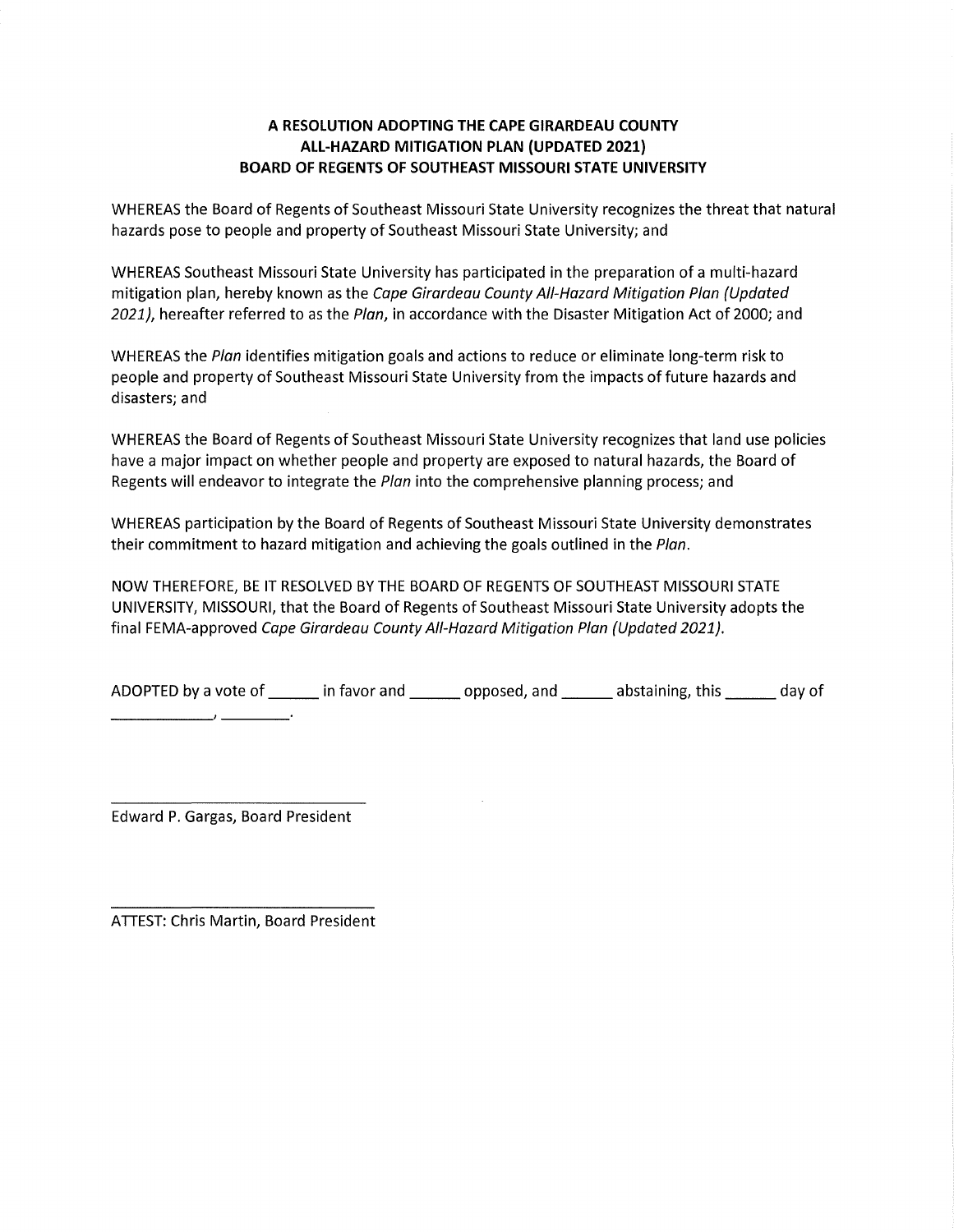**A RESOLUTION ADOPTING THE CAPE GIRARDEAU COUNTY ALL-HAZARD MITIGATION PLAN (UPDATED 2021) BOARD OF REGENTS OF SOUTHEAST MISSOURI STATE UNIVERSITY**

WHEREAS the Board of Regents of Southeast Missouri State University recognizes the threat that natural hazards pose to people and property of Southeast Missouri State University; and

WHEREAS Southeast Missouri State University has participated in the preparation of a multi-hazard mitigation plan, hereby known as the *Cape Girardeau County All-Hazard Mitigation Plan (Updated 2021)*, hereafter referred to as the *Plan*, in accordance with the Disaster Mitigation Act of 2000; and

WHEREAS the *Plan* identifies mitigation goals and actions to reduce or eliminate long-term risk to people and property of Southeast Missouri State University from the impacts of future hazards and disasters; and

WHEREAS the Board of Regents of Southeast Missouri State University recognizes that land use policies have a major impact on whether people and property are exposed to natural hazards, the Board of Regents will endeavor to integrate the *Plan* into the comprehensive planning process; and

WHEREAS participation by the Board of Regents of Southeast Missouri State University demonstrates their commitment to hazard mitigation and achieving the goals outlined in the *Plan*.

NOW THEREFORE, BE IT RESOLVED BY THE BOARD OF REGENTS OF SOUTHEAST MISSOURI STATE UNIVERSITY, MISSOURI, that the Board of Regents of Southeast Missouri State University adopts the final FEMA-approved *Cape Girardeau County All-Hazard Mitigation Plan (Updated 2021)*.

ADOPTED by a vote of ______ in favor and ______ opposed, and ______ abstaining, this ______ day of ____________, ________.

______________________________
Edward P. Gargas, Board President

______________________________
ATTEST: Chris Martin, Board President